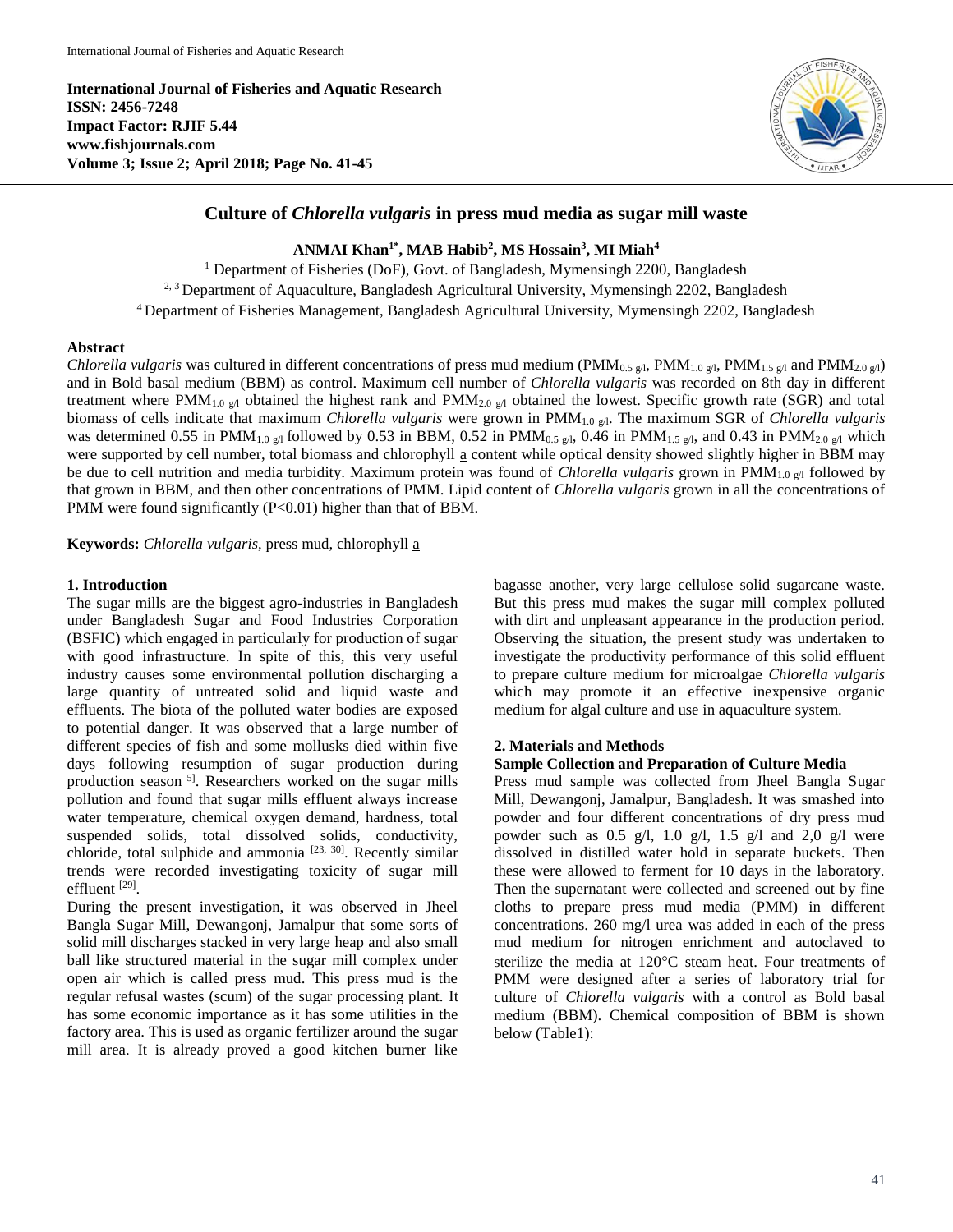**International Journal of Fisheries and Aquatic Research**
**ISSN: 2456-7248**
**Impact Factor: RJIF 5.44**
**www.fishjournals.com**
**Volume 3; Issue 2; April 2018; Page No. 41-45**

# Culture of *Chlorella vulgaris* in press mud media as sugar mill waste

**ANMAI Khan[1*], MAB Habib[2], MS Hossain[3], MI Miah[4]**

[1] Department of Fisheries (DoF), Govt. of Bangladesh, Mymensingh 2200, Bangladesh
[2, 3] Department of Aquaculture, Bangladesh Agricultural University, Mymensingh 2202, Bangladesh
[4] Department of Fisheries Management, Bangladesh Agricultural University, Mymensingh 2202, Bangladesh

## Abstract

*Chlorella vulgaris* was cultured in different concentrations of press mud medium ($PMM_{0.5\ g/l}$, $PMM_{1.0\ g/l}$, $PMM_{1.5\ g/l}$ and $PMM_{2.0\ g/l}$) and in Bold basal medium (BBM) as control. Maximum cell number of *Chlorella vulgaris* was recorded on 8th day in different treatment where $PMM_{1.0\ g/l}$ obtained the highest rank and $PMM_{2.0\ g/l}$ obtained the lowest. Specific growth rate (SGR) and total biomass of cells indicate that maximum *Chlorella vulgaris* were grown in $PMM_{1.0\ g/l}$. The maximum SGR of *Chlorella vulgaris* was determined 0.55 in $PMM_{1.0\ g/l}$ followed by 0.53 in BBM, 0.52 in $PMM_{0.5\ g/l}$, 0.46 in $PMM_{1.5\ g/l}$, and 0.43 in $PMM_{2.0\ g/l}$ which were supported by cell number, total biomass and chlorophyll a content while optical density showed slightly higher in BBM may be due to cell nutrition and media turbidity. Maximum protein was found of *Chlorella vulgaris* grown in $PMM_{1.0\ g/l}$ followed by that grown in BBM, and then other concentrations of PMM. Lipid content of *Chlorella vulgaris* grown in all the concentrations of PMM were found significantly ($P<0.01$) higher than that of BBM.

**Keywords:** *Chlorella vulgaris*, press mud, chlorophyll a

## 1. Introduction

The sugar mills are the biggest agro-industries in Bangladesh under Bangladesh Sugar and Food Industries Corporation (BSFIC) which engaged in particularly for production of sugar with good infrastructure. In spite of this, this very useful industry causes some environmental pollution discharging a large quantity of untreated solid and liquid waste and effluents. The biota of the polluted water bodies are exposed to potential danger. It was observed that a large number of different species of fish and some mollusks died within five days following resumption of sugar production during production season [5]. Researchers worked on the sugar mills pollution and found that sugar mills effluent always increase water temperature, chemical oxygen demand, hardness, total suspended solids, total dissolved solids, conductivity, chloride, total sulphide and ammonia [23, 30]. Recently similar trends were recorded investigating toxicity of sugar mill effluent [29].

During the present investigation, it was observed in Jheel Bangla Sugar Mill, Dewangonj, Jamalpur that some sorts of solid mill discharges stacked in very large heap and also small ball like structured material in the sugar mill complex under open air which is called press mud. This press mud is the regular refusal wastes (scum) of the sugar processing plant. It has some economic importance as it has some utilities in the factory area. This is used as organic fertilizer around the sugar mill area. It is already proved a good kitchen burner like bagasse another, very large cellulose solid sugarcane waste. But this press mud makes the sugar mill complex polluted with dirt and unpleasant appearance in the production period. Observing the situation, the present study was undertaken to investigate the productivity performance of this solid effluent to prepare culture medium for microalgae *Chlorella vulgaris* which may promote it an effective inexpensive organic medium for algal culture and use in aquaculture system.

## 2. Materials and Methods

### Sample Collection and Preparation of Culture Media

Press mud sample was collected from Jheel Bangla Sugar Mill, Dewangonj, Jamalpur, Bangladesh. It was smashed into powder and four different concentrations of dry press mud powder such as 0.5 g/l, 1.0 g/l, 1.5 g/l and 2,0 g/l were dissolved in distilled water hold in separate buckets. Then these were allowed to ferment for 10 days in the laboratory. Then the supernatant were collected and screened out by fine cloths to prepare press mud media (PMM) in different concentrations. 260 mg/l urea was added in each of the press mud medium for nitrogen enrichment and autoclaved to sterilize the media at 120°C steam heat. Four treatments of PMM were designed after a series of laboratory trial for culture of *Chlorella vulgaris* with a control as Bold basal medium (BBM). Chemical composition of BBM is shown below (Table1):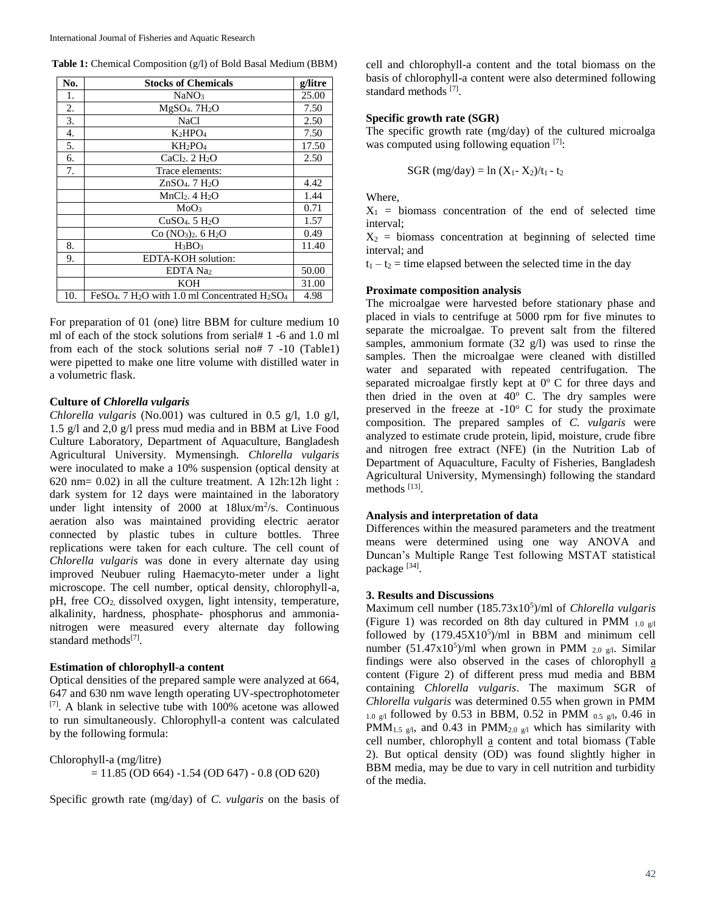**Table 1:** Chemical Composition (g/l) of Bold Basal Medium (BBM)

| No. | Stocks of Chemicals | g/litre |
|---|---|---|
| 1. | $NaNO_3$ | 25.00 |
| 2. | $MgSO_4 . 7H_2O$ | 7.50 |
| 3. | NaCl | 2.50 |
| 4. | $K_2HPO_4$ | 7.50 |
| 5. | $KH_2PO_4$ | 17.50 |
| 6. | $CaCl_2 . 2 H_2O$ | 2.50 |
| 7. | Trace elements: | |
| | $ZnSO_4 . 7 H_2O$ | 4.42 |
| | $MnCl_2 . 4 H_2O$ | 1.44 |
| | $MoO_3$ | 0.71 |
| | $CuSO_4 . 5 H_2O$ | 1.57 |
| | $Co (NO_3)_2 . 6 H_2O$ | 0.49 |
| 8. | $H_3BO_3$ | 11.40 |
| 9. | EDTA-KOH solution: | |
| | EDTA $Na_2$ | 50.00 |
| | KOH | 31.00 |
| 10. | $FeSO_4 . 7 H_2O$ with 1.0 ml Concentrated $H_2SO_4$ | 4.98 |

For preparation of 01 (one) litre BBM for culture medium 10 ml of each of the stock solutions from serial# 1 -6 and 1.0 ml from each of the stock solutions serial no# 7 -10 (Table1) were pipetted to make one litre volume with distilled water in a volumetric flask.

### Culture of *Chlorella vulgaris*

*Chlorella vulgaris* (No.001) was cultured in 0.5 g/l, 1.0 g/l, 1.5 g/l and 2,0 g/l press mud media and in BBM at Live Food Culture Laboratory, Department of Aquaculture, Bangladesh Agricultural University. Mymensingh. *Chlorella vulgaris* were inoculated to make a 10% suspension (optical density at 620 nm= 0.02) in all the culture treatment. A 12h:12h light : dark system for 12 days were maintained in the laboratory under light intensity of 2000 at 18lux/$m^2$/s. Continuous aeration also was maintained providing electric aerator connected by plastic tubes in culture bottles. Three replications were taken for each culture. The cell count of *Chlorella vulgaris* was done in every alternate day using improved Neubuer ruling Haemacyto-meter under a light microscope. The cell number, optical density, chlorophyll-a, pH, free $CO_2$, dissolved oxygen, light intensity, temperature, alkalinity, hardness, phosphate- phosphorus and ammonia-nitrogen were measured every alternate day following standard methods[7].

### Estimation of chlorophyll-a content

Optical densities of the prepared sample were analyzed at 664, 647 and 630 nm wave length operating UV-spectrophotometer [7]. A blank in selective tube with 100% acetone was allowed to run simultaneously. Chlorophyll-a content was calculated by the following formula:

Chlorophyll-a (mg/litre)

$$= 11.85 \text{ (OD 664)} - 1.54 \text{ (OD 647)} - 0.8 \text{ (OD 620)}$$

Specific growth rate (mg/day) of *C. vulgaris* on the basis of cell and chlorophyll-a content and the total biomass on the basis of chlorophyll-a content were also determined following standard methods [7].

### Specific growth rate (SGR)

The specific growth rate (mg/day) of the cultured microalga was computed using following equation [7]:

$$\text{SGR (mg/day)} = \ln (X_1 - X_2)/t_1 - t_2$$

Where,

$X_1$ = biomass concentration of the end of selected time interval;

$X_2$ = biomass concentration at beginning of selected time interval; and

$t_1 - t_2$ = time elapsed between the selected time in the day

### Proximate composition analysis

The microalgae were harvested before stationary phase and placed in vials to centrifuge at 5000 rpm for five minutes to separate the microalgae. To prevent salt from the filtered samples, ammonium formate (32 g/l) was used to rinse the samples. Then the microalgae were cleaned with distilled water and separated with repeated centrifugation. The separated microalgae firstly kept at $0^o$ C for three days and then dried in the oven at $40^o$ C. The dry samples were preserved in the freeze at $-10^o$ C for study the proximate composition. The prepared samples of *C. vulgaris* were analyzed to estimate crude protein, lipid, moisture, crude fibre and nitrogen free extract (NFE) (in the Nutrition Lab of Department of Aquaculture, Faculty of Fisheries, Bangladesh Agricultural University, Mymensingh) following the standard methods [13].

### Analysis and interpretation of data

Differences within the measured parameters and the treatment means were determined using one way ANOVA and Duncan's Multiple Range Test following MSTAT statistical package [34].

## 3. Results and Discussions

Maximum cell number ($185.73 \times 10^5$)/ml of *Chlorella vulgaris* (Figure 1) was recorded on 8th day cultured in PMM $_{1.0\ g/l}$ followed by ($179.45 \times 10^5$)/ml in BBM and minimum cell number ($51.47 \times 10^5$)/ml when grown in PMM $_{2.0\ g/l}$. Similar findings were also observed in the cases of chlorophyll a content (Figure 2) of different press mud media and BBM containing *Chlorella vulgaris*. The maximum SGR of *Chlorella vulgaris* was determined 0.55 when grown in PMM $_{1.0\ g/l}$ followed by 0.53 in BBM, 0.52 in PMM $_{0.5\ g/l}$, 0.46 in PMM$_{1.5\ g/l}$, and 0.43 in PMM$_{2.0\ g/l}$ which has similarity with cell number, chlorophyll a content and total biomass (Table 2). But optical density (OD) was found slightly higher in BBM media, may be due to vary in cell nutrition and turbidity of the media.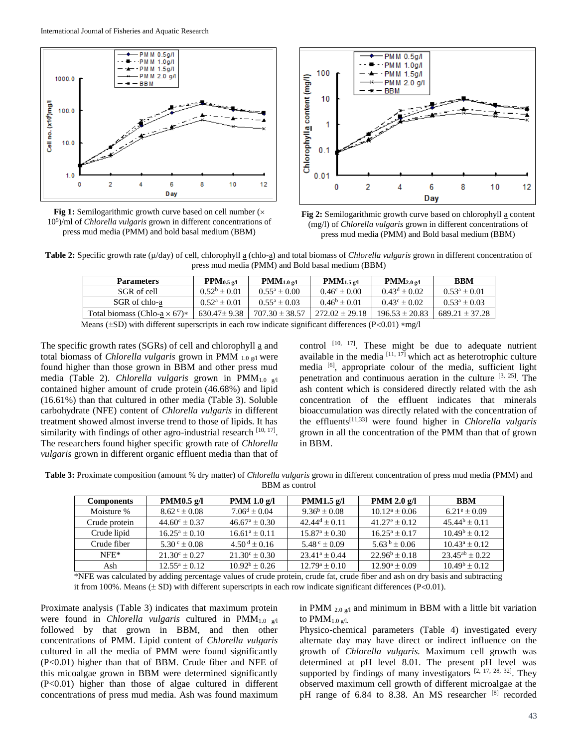Fig 1: Semilogarithmic growth curve based on cell number ($\times 10^5$)/ml of *Chlorella vulgaris* grown in different concentrations of press mud media (PMM) and bold basal medium (BBM)

Fig 2: Semilogarithmic growth curve based on chlorophyll a content (mg/l) of *Chlorella vulgaris* grown in different concentrations of press mud media (PMM) and Bold basal medium (BBM)

**Table 2:** Specific growth rate (μ/day) of cell, chlorophyll a (chlo-a) and total biomass of *Chlorella vulgaris* grown in different concentration of press mud media (PMM) and Bold basal medium (BBM)

| Parameters | $PPM_{0.5\ g/l}$ | $PMM_{1.0\ g/l}$ | $PMM_{1.5\ g/l}$ | $PMM_{2.0\ g/l}$ | BBM |
|---|---|---|---|---|---|
| SGR of cell | $0.52^b \pm 0.01$ | $0.55^a \pm 0.00$ | $0.46^c \pm 0.00$ | $0.43^d \pm 0.02$ | $0.53^a \pm 0.01$ |
| SGR of chlo-a | $0.52^a \pm 0.01$ | $0.55^a \pm 0.03$ | $0.46^b \pm 0.01$ | $0.43^c \pm 0.02$ | $0.53^a \pm 0.03$ |
| Total biomass (Chlo-a × 67)* | 630.47± 9.38 | 707.30 ± 38.57 | 272.02 ± 29.18 | 196.53 ± 20.83 | 689.21 ± 37.28 |

Means (±SD) with different superscripts in each row indicate significant differences (P<0.01) *mg/l

The specific growth rates (SGRs) of cell and chlorophyll a and total biomass of *Chlorella vulgaris* grown in PMM $_{1.0\ g/l}$ were found higher than those grown in BBM and other press mud media (Table 2). *Chlorella vulgaris* grown in $PMM_{1.0\ g/l}$ contained higher amount of crude protein (46.68%) and lipid (16.61%) than that cultured in other media (Table 3). Soluble carbohydrate (NFE) content of *Chlorella vulgaris* in different treatment showed almost inverse trend to those of lipids. It has similarity with findings of other agro-industrial research [10, 17]. The researchers found higher specific growth rate of *Chlorella vulgaris* grown in different organic effluent media than that of control [10, 17]. These might be due to adequate nutrient available in the media [11, 17] which act as heterotrophic culture media [6], appropriate colour of the media, sufficient light penetration and continuous aeration in the culture [3, 25]. The ash content which is considered directly related with the ash concentration of the effluent indicates that minerals bioaccumulation was directly related with the concentration of the effluents[11,33] were found higher in *Chlorella vulgaris* grown in all the concentration of the PMM than that of grown in BBM.

**Table 3:** Proximate composition (amount % dry matter) of *Chlorella vulgaris* grown in different concentration of press mud media (PMM) and BBM as control

| Components | PMM0.5 g/l | PMM 1.0 g/l | PMM1.5 g/l | PMM 2.0 g/l | BBM |
|---|---|---|---|---|---|
| Moisture % | $8.62^c \pm 0.08$ | $7.06^d \pm 0.04$ | $9.36^b \pm 0.08$ | $10.12^a \pm 0.06$ | $6.21^e \pm 0.09$ |
| Crude protein | $44.60^c \pm 0.37$ | $46.67^a \pm 0.30$ | $42.44^d \pm 0.11$ | $41.27^e \pm 0.12$ | $45.44^b \pm 0.11$ |
| Crude lipid | $16.25^a \pm 0.10$ | $16.61^a \pm 0.11$ | $15.87^a \pm 0.30$ | $16.25^a \pm 0.17$ | $10.49^b \pm 0.12$ |
| Crude fiber | $5.30^c \pm 0.08$ | $4.50^d \pm 0.16$ | $5.48^c \pm 0.09$ | $5.63^b \pm 0.06$ | $10.43^a \pm 0.12$ |
| NFE* | $21.30^c \pm 0.27$ | $21.30^c \pm 0.30$ | $23.41^a \pm 0.44$ | $22.96^b \pm 0.18$ | $23.45^{ab} \pm 0.22$ |
| Ash | $12.55^a \pm 0.12$ | $10.92^b \pm 0.26$ | $12.79^a \pm 0.10$ | $12.90^a \pm 0.09$ | $10.49^b \pm 0.12$ |

*NFE was calculated by adding percentage values of crude protein, crude fat, crude fiber and ash on dry basis and subtracting it from 100%. Means (± SD) with different superscripts in each row indicate significant differences (P<0.01).

Proximate analysis (Table 3) indicates that maximum protein were found in *Chlorella vulgaris* cultured in $PMM_{1.0\ g/l}$ followed by that grown in BBM, and then other concentrations of PMM. Lipid content of *Chlorella vulgaris* cultured in all the media of PMM were found significantly (P<0.01) higher than that of BBM. Crude fiber and NFE of this micoalgae grown in BBM were determined significantly (P<0.01) higher than those of algae cultured in different concentrations of press mud media. Ash was found maximum in PMM $_{2.0\ g/l}$ and minimum in BBM with a little bit variation to $PMM_{1.0\ g/l.}$

Physico-chemical parameters (Table 4) investigated every alternate day may have direct or indirect influence on the growth of *Chlorella vulgaris.* Maximum cell growth was determined at pH level 8.01. The present pH level was supported by findings of many investigators [2, 17, 28, 32]. They observed maximum cell growth of different microalgae at the pH range of 6.84 to 8.38. An MS researcher [8] recorded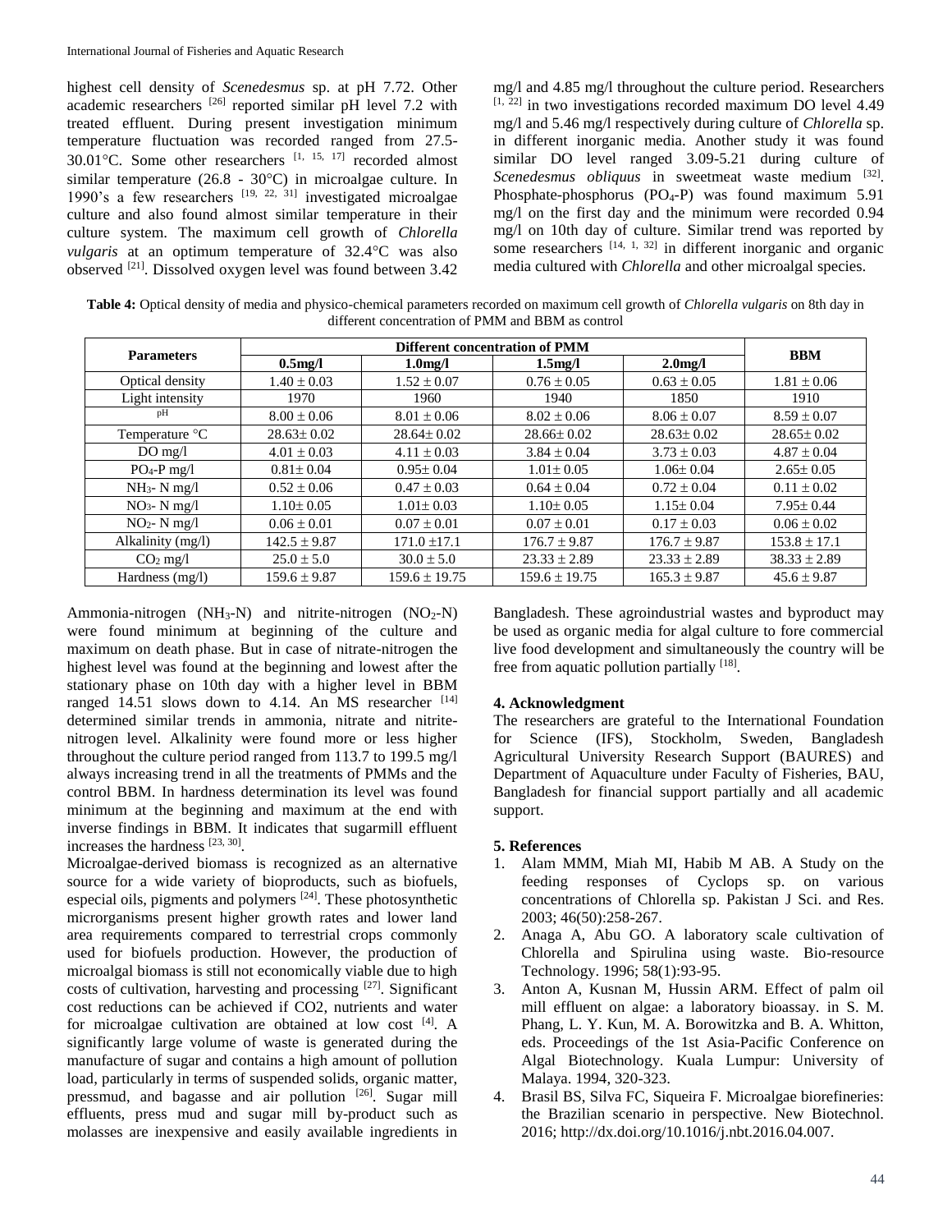highest cell density of *Scenedesmus* sp. at pH 7.72. Other academic researchers [26] reported similar pH level 7.2 with treated effluent. During present investigation minimum temperature fluctuation was recorded ranged from 27.5-30.01°C. Some other researchers [1, 15, 17] recorded almost similar temperature (26.8 - 30°C) in microalgae culture. In 1990's a few researchers [19, 22, 31] investigated microalgae culture and also found almost similar temperature in their culture system. The maximum cell growth of *Chlorella vulgaris* at an optimum temperature of 32.4°C was also observed [21]. Dissolved oxygen level was found between 3.42 mg/l and 4.85 mg/l throughout the culture period. Researchers [1, 22] in two investigations recorded maximum DO level 4.49 mg/l and 5.46 mg/l respectively during culture of *Chlorella* sp. in different inorganic media. Another study it was found similar DO level ranged 3.09-5.21 during culture of *Scenedesmus obliquus* in sweetmeat waste medium [32]. Phosphate-phosphorus ($PO_4$-P) was found maximum 5.91 mg/l on the first day and the minimum were recorded 0.94 mg/l on 10th day of culture. Similar trend was reported by some researchers [14, 1, 32] in different inorganic and organic media cultured with *Chlorella* and other microalgal species.

**Table 4:** Optical density of media and physico-chemical parameters recorded on maximum cell growth of *Chlorella vulgaris* on 8th day in different concentration of PMM and BBM as control

| Parameters | Different concentration of PMM | | | | BBM |
|---|---|---|---|---|---|
| | 0.5mg/l | 1.0mg/l | 1.5mg/l | 2.0mg/l | |
| Optical density | 1.40 ± 0.03 | 1.52 ± 0.07 | 0.76 ± 0.05 | 0.63 ± 0.05 | 1.81 ± 0.06 |
| Light intensity | 1970 | 1960 | 1940 | 1850 | 1910 |
| pH | 8.00 ± 0.06 | 8.01 ± 0.06 | 8.02 ± 0.06 | 8.06 ± 0.07 | 8.59 ± 0.07 |
| Temperature °C | 28.63± 0.02 | 28.64± 0.02 | 28.66± 0.02 | 28.63± 0.02 | 28.65± 0.02 |
| DO mg/l | 4.01 ± 0.03 | 4.11 ± 0.03 | 3.84 ± 0.04 | 3.73 ± 0.03 | 4.87 ± 0.04 |
| $PO_4$-P mg/l | 0.81± 0.04 | 0.95± 0.04 | 1.01± 0.05 | 1.06± 0.04 | 2.65± 0.05 |
| $NH_3$- N mg/l | 0.52 ± 0.06 | 0.47 ± 0.03 | 0.64 ± 0.04 | 0.72 ± 0.04 | 0.11 ± 0.02 |
| $NO_3$- N mg/l | 1.10± 0.05 | 1.01± 0.03 | 1.10± 0.05 | 1.15± 0.04 | 7.95± 0.44 |
| $NO_2$- N mg/l | 0.06 ± 0.01 | 0.07 ± 0.01 | 0.07 ± 0.01 | 0.17 ± 0.03 | 0.06 ± 0.02 |
| Alkalinity (mg/l) | 142.5 ± 9.87 | 171.0 ±17.1 | 176.7 ± 9.87 | 176.7 ± 9.87 | 153.8 ± 17.1 |
| $CO_2$ mg/l | 25.0 ± 5.0 | 30.0 ± 5.0 | 23.33 ± 2.89 | 23.33 ± 2.89 | 38.33 ± 2.89 |
| Hardness (mg/l) | 159.6 ± 9.87 | 159.6 ± 19.75 | 159.6 ± 19.75 | 165.3 ± 9.87 | 45.6 ± 9.87 |

Ammonia-nitrogen ($NH_3$-N) and nitrite-nitrogen ($NO_2$-N) were found minimum at beginning of the culture and maximum on death phase. But in case of nitrate-nitrogen the highest level was found at the beginning and lowest after the stationary phase on 10th day with a higher level in BBM ranged 14.51 slows down to 4.14. An MS researcher [14] determined similar trends in ammonia, nitrate and nitrite-nitrogen level. Alkalinity were found more or less higher throughout the culture period ranged from 113.7 to 199.5 mg/l always increasing trend in all the treatments of PMMs and the control BBM. In hardness determination its level was found minimum at the beginning and maximum at the end with inverse findings in BBM. It indicates that sugarmill effluent increases the hardness [23, 30].

Microalgae-derived biomass is recognized as an alternative source for a wide variety of bioproducts, such as biofuels, especial oils, pigments and polymers [24]. These photosynthetic microrganisms present higher growth rates and lower land area requirements compared to terrestrial crops commonly used for biofuels production. However, the production of microalgal biomass is still not economically viable due to high costs of cultivation, harvesting and processing [27]. Significant cost reductions can be achieved if CO2, nutrients and water for microalgae cultivation are obtained at low cost [4]. A significantly large volume of waste is generated during the manufacture of sugar and contains a high amount of pollution load, particularly in terms of suspended solids, organic matter, pressmud, and bagasse and air pollution [26]. Sugar mill effluents, press mud and sugar mill by-product such as molasses are inexpensive and easily available ingredients in Bangladesh. These agroindustrial wastes and byproduct may be used as organic media for algal culture to fore commercial live food development and simultaneously the country will be free from aquatic pollution partially [18].

## 4. Acknowledgment

The researchers are grateful to the International Foundation for Science (IFS), Stockholm, Sweden, Bangladesh Agricultural University Research Support (BAURES) and Department of Aquaculture under Faculty of Fisheries, BAU, Bangladesh for financial support partially and all academic support.

## 5. References

1. Alam MMM, Miah MI, Habib M AB. A Study on the feeding responses of Cyclops sp. on various concentrations of Chlorella sp. Pakistan J Sci. and Res. 2003; 46(50):258-267.
2. Anaga A, Abu GO. A laboratory scale cultivation of Chlorella and Spirulina using waste. Bio-resource Technology. 1996; 58(1):93-95.
3. Anton A, Kusnan M, Hussin ARM. Effect of palm oil mill effluent on algae: a laboratory bioassay. in S. M. Phang, L. Y. Kun, M. A. Borowitzka and B. A. Whitton, eds. Proceedings of the 1st Asia-Pacific Conference on Algal Biotechnology. Kuala Lumpur: University of Malaya. 1994, 320-323.
4. Brasil BS, Silva FC, Siqueira F. Microalgae biorefineries: the Brazilian scenario in perspective. New Biotechnol. 2016; http://dx.doi.org/10.1016/j.nbt.2016.04.007.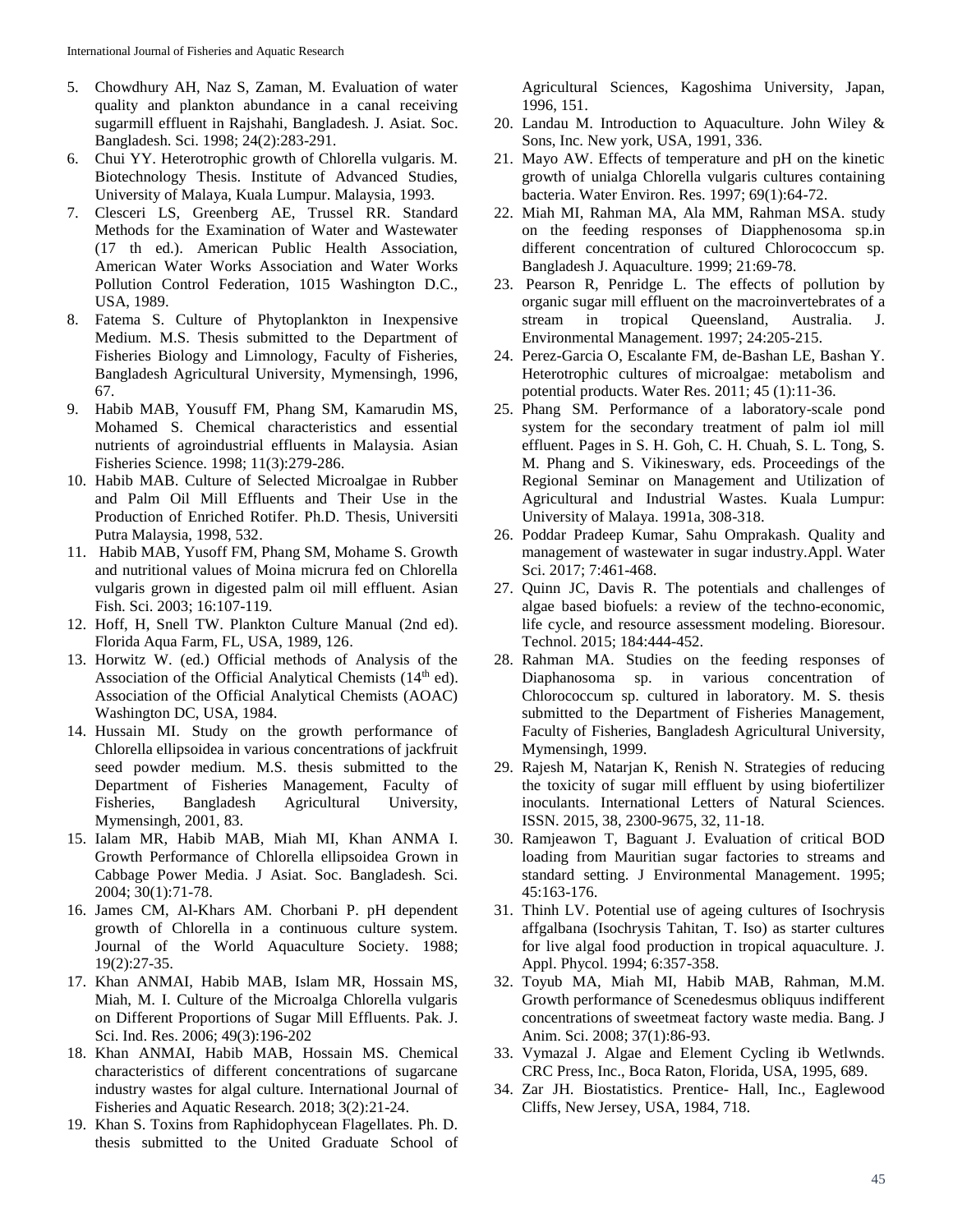5. Chowdhury AH, Naz S, Zaman, M. Evaluation of water quality and plankton abundance in a canal receiving sugarmill effluent in Rajshahi, Bangladesh. J. Asiat. Soc. Bangladesh. Sci. 1998; 24(2):283-291.
6. Chui YY. Heterotrophic growth of Chlorella vulgaris. M. Biotechnology Thesis. Institute of Advanced Studies, University of Malaya, Kuala Lumpur. Malaysia, 1993.
7. Clesceri LS, Greenberg AE, Trussel RR. Standard Methods for the Examination of Water and Wastewater (17 th ed.). American Public Health Association, American Water Works Association and Water Works Pollution Control Federation, 1015 Washington D.C., USA, 1989.
8. Fatema S. Culture of Phytoplankton in Inexpensive Medium. M.S. Thesis submitted to the Department of Fisheries Biology and Limnology, Faculty of Fisheries, Bangladesh Agricultural University, Mymensingh, 1996, 67.
9. Habib MAB, Yousuff FM, Phang SM, Kamarudin MS, Mohamed S. Chemical characteristics and essential nutrients of agroindustrial effluents in Malaysia. Asian Fisheries Science. 1998; 11(3):279-286.
10. Habib MAB. Culture of Selected Microalgae in Rubber and Palm Oil Mill Effluents and Their Use in the Production of Enriched Rotifer. Ph.D. Thesis, Universiti Putra Malaysia, 1998, 532.
11. Habib MAB, Yusoff FM, Phang SM, Mohame S. Growth and nutritional values of Moina micrura fed on Chlorella vulgaris grown in digested palm oil mill effluent. Asian Fish. Sci. 2003; 16:107-119.
12. Hoff, H, Snell TW. Plankton Culture Manual (2nd ed). Florida Aqua Farm, FL, USA, 1989, 126.
13. Horwitz W. (ed.) Official methods of Analysis of the Association of the Official Analytical Chemists (14th ed). Association of the Official Analytical Chemists (AOAC) Washington DC, USA, 1984.
14. Hussain MI. Study on the growth performance of Chlorella ellipsoidea in various concentrations of jackfruit seed powder medium. M.S. thesis submitted to the Department of Fisheries Management, Faculty of Fisheries, Bangladesh Agricultural University, Mymensingh, 2001, 83.
15. Ialam MR, Habib MAB, Miah MI, Khan ANMA I. Growth Performance of Chlorella ellipsoidea Grown in Cabbage Power Media. J Asiat. Soc. Bangladesh. Sci. 2004; 30(1):71-78.
16. James CM, Al-Khars AM. Chorbani P. pH dependent growth of Chlorella in a continuous culture system. Journal of the World Aquaculture Society. 1988; 19(2):27-35.
17. Khan ANMAI, Habib MAB, Islam MR, Hossain MS, Miah, M. I. Culture of the Microalga Chlorella vulgaris on Different Proportions of Sugar Mill Effluents. Pak. J. Sci. Ind. Res. 2006; 49(3):196-202
18. Khan ANMAI, Habib MAB, Hossain MS. Chemical characteristics of different concentrations of sugarcane industry wastes for algal culture. International Journal of Fisheries and Aquatic Research. 2018; 3(2):21-24.
19. Khan S. Toxins from Raphidophycean Flagellates. Ph. D. thesis submitted to the United Graduate School of Agricultural Sciences, Kagoshima University, Japan, 1996, 151.
20. Landau M. Introduction to Aquaculture. John Wiley & Sons, Inc. New york, USA, 1991, 336.
21. Mayo AW. Effects of temperature and pH on the kinetic growth of unialga Chlorella vulgaris cultures containing bacteria. Water Environ. Res. 1997; 69(1):64-72.
22. Miah MI, Rahman MA, Ala MM, Rahman MSA. study on the feeding responses of Diapphenosoma sp.in different concentration of cultured Chlorococcum sp. Bangladesh J. Aquaculture. 1999; 21:69-78.
23. Pearson R, Penridge L. The effects of pollution by organic sugar mill effluent on the macroinvertebrates of a stream in tropical Queensland, Australia. J. Environmental Management. 1997; 24:205-215.
24. Perez-Garcia O, Escalante FM, de-Bashan LE, Bashan Y. Heterotrophic cultures of microalgae: metabolism and potential products. Water Res. 2011; 45 (1):11-36.
25. Phang SM. Performance of a laboratory-scale pond system for the secondary treatment of palm iol mill effluent. Pages in S. H. Goh, C. H. Chuah, S. L. Tong, S. M. Phang and S. Vikineswary, eds. Proceedings of the Regional Seminar on Management and Utilization of Agricultural and Industrial Wastes. Kuala Lumpur: University of Malaya. 1991a, 308-318.
26. Poddar Pradeep Kumar, Sahu Omprakash. Quality and management of wastewater in sugar industry.Appl. Water Sci. 2017; 7:461-468.
27. Quinn JC, Davis R. The potentials and challenges of algae based biofuels: a review of the techno-economic, life cycle, and resource assessment modeling. Bioresour. Technol. 2015; 184:444-452.
28. Rahman MA. Studies on the feeding responses of Diaphanosoma sp. in various concentration of Chlorococcum sp. cultured in laboratory. M. S. thesis submitted to the Department of Fisheries Management, Faculty of Fisheries, Bangladesh Agricultural University, Mymensingh, 1999.
29. Rajesh M, Natarjan K, Renish N. Strategies of reducing the toxicity of sugar mill effluent by using biofertilizer inoculants. International Letters of Natural Sciences. ISSN. 2015, 38, 2300-9675, 32, 11-18.
30. Ramjeawon T, Baguant J. Evaluation of critical BOD loading from Mauritian sugar factories to streams and standard setting. J Environmental Management. 1995; 45:163-176.
31. Thinh LV. Potential use of ageing cultures of Isochrysis affgalbana (Isochrysis Tahitan, T. Iso) as starter cultures for live algal food production in tropical aquaculture. J. Appl. Phycol. 1994; 6:357-358.
32. Toyub MA, Miah MI, Habib MAB, Rahman, M.M. Growth performance of Scenedesmus obliquus indifferent concentrations of sweetmeat factory waste media. Bang. J Anim. Sci. 2008; 37(1):86-93.
33. Vymazal J. Algae and Element Cycling ib Wetlwnds. CRC Press, Inc., Boca Raton, Florida, USA, 1995, 689.
34. Zar JH. Biostatistics. Prentice- Hall, Inc., Eaglewood Cliffs, New Jersey, USA, 1984, 718.